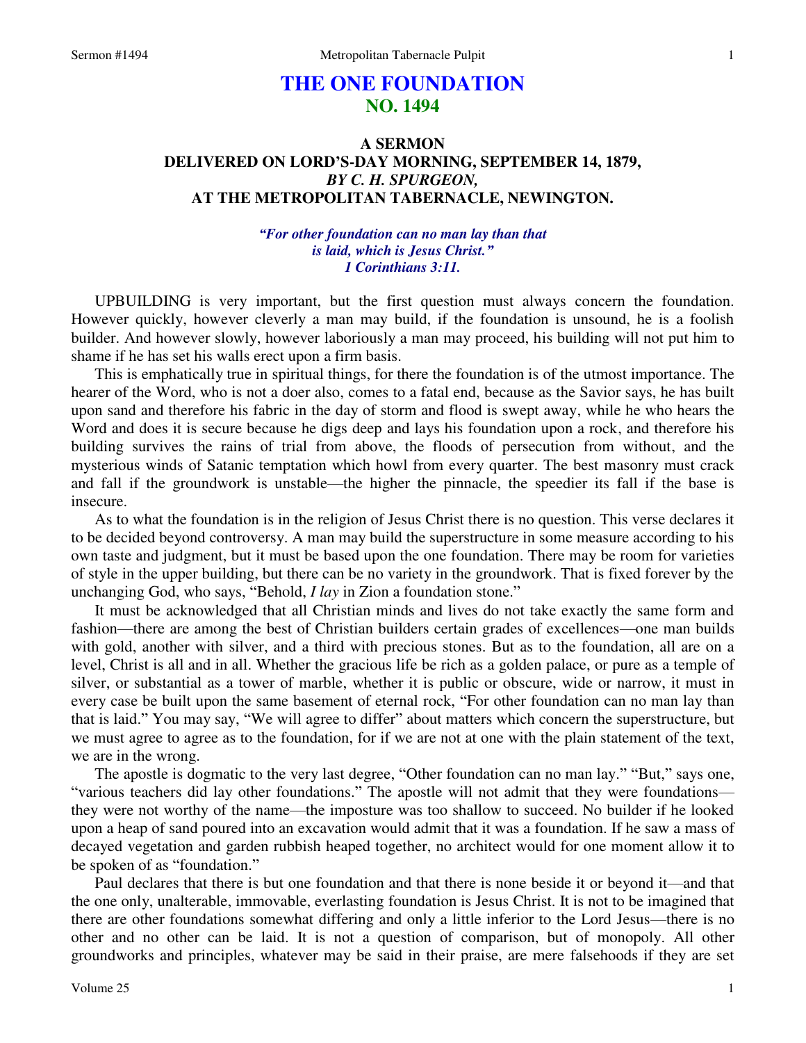# THE ONE FOUNDATION
## NO. 1494

### A SERMON
### DELIVERED ON LORD'S-DAY MORNING, SEPTEMBER 14, 1879,
### *BY C. H. SPURGEON,*
### AT THE METROPOLITAN TABERNACLE, NEWINGTON.

*"For other foundation can no man lay than that is laid, which is Jesus Christ."*
*1 Corinthians 3:11.*

UPBUILDING is very important, but the first question must always concern the foundation. However quickly, however cleverly a man may build, if the foundation is unsound, he is a foolish builder. And however slowly, however laboriously a man may proceed, his building will not put him to shame if he has set his walls erect upon a firm basis.

This is emphatically true in spiritual things, for there the foundation is of the utmost importance. The hearer of the Word, who is not a doer also, comes to a fatal end, because as the Savior says, he has built upon sand and therefore his fabric in the day of storm and flood is swept away, while he who hears the Word and does it is secure because he digs deep and lays his foundation upon a rock, and therefore his building survives the rains of trial from above, the floods of persecution from without, and the mysterious winds of Satanic temptation which howl from every quarter. The best masonry must crack and fall if the groundwork is unstable—the higher the pinnacle, the speedier its fall if the base is insecure.

As to what the foundation is in the religion of Jesus Christ there is no question. This verse declares it to be decided beyond controversy. A man may build the superstructure in some measure according to his own taste and judgment, but it must be based upon the one foundation. There may be room for varieties of style in the upper building, but there can be no variety in the groundwork. That is fixed forever by the unchanging God, who says, "Behold, *I lay* in Zion a foundation stone."

It must be acknowledged that all Christian minds and lives do not take exactly the same form and fashion—there are among the best of Christian builders certain grades of excellences—one man builds with gold, another with silver, and a third with precious stones. But as to the foundation, all are on a level, Christ is all and in all. Whether the gracious life be rich as a golden palace, or pure as a temple of silver, or substantial as a tower of marble, whether it is public or obscure, wide or narrow, it must in every case be built upon the same basement of eternal rock, "For other foundation can no man lay than that is laid." You may say, "We will agree to differ" about matters which concern the superstructure, but we must agree to agree as to the foundation, for if we are not at one with the plain statement of the text, we are in the wrong.

The apostle is dogmatic to the very last degree, "Other foundation can no man lay." "But," says one, "various teachers did lay other foundations." The apostle will not admit that they were foundations—they were not worthy of the name—the imposture was too shallow to succeed. No builder if he looked upon a heap of sand poured into an excavation would admit that it was a foundation. If he saw a mass of decayed vegetation and garden rubbish heaped together, no architect would for one moment allow it to be spoken of as "foundation."

Paul declares that there is but one foundation and that there is none beside it or beyond it—and that the one only, unalterable, immovable, everlasting foundation is Jesus Christ. It is not to be imagined that there are other foundations somewhat differing and only a little inferior to the Lord Jesus—there is no other and no other can be laid. It is not a question of comparison, but of monopoly. All other groundworks and principles, whatever may be said in their praise, are mere falsehoods if they are set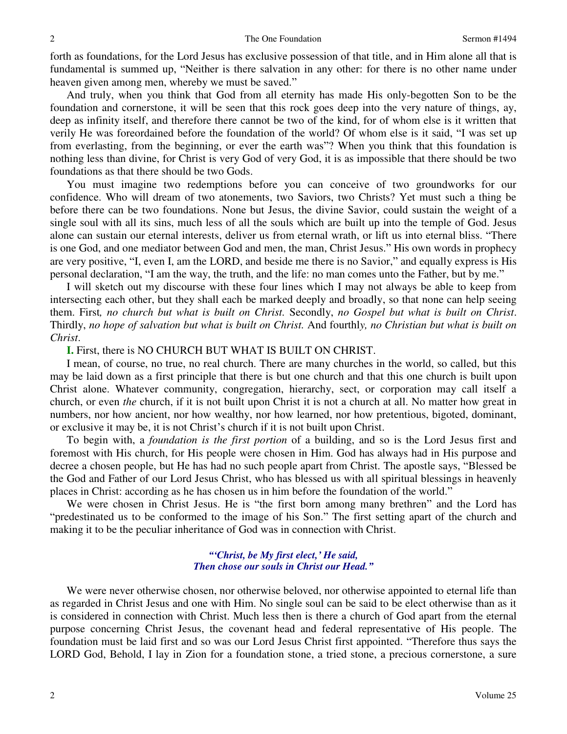forth as foundations, for the Lord Jesus has exclusive possession of that title, and in Him alone all that is fundamental is summed up, "Neither is there salvation in any other: for there is no other name under heaven given among men, whereby we must be saved."

And truly, when you think that God from all eternity has made His only-begotten Son to be the foundation and cornerstone, it will be seen that this rock goes deep into the very nature of things, ay, deep as infinity itself, and therefore there cannot be two of the kind, for of whom else is it written that verily He was foreordained before the foundation of the world? Of whom else is it said, "I was set up from everlasting, from the beginning, or ever the earth was"? When you think that this foundation is nothing less than divine, for Christ is very God of very God, it is as impossible that there should be two foundations as that there should be two Gods.

You must imagine two redemptions before you can conceive of two groundworks for our confidence. Who will dream of two atonements, two Saviors, two Christs? Yet must such a thing be before there can be two foundations. None but Jesus, the divine Savior, could sustain the weight of a single soul with all its sins, much less of all the souls which are built up into the temple of God. Jesus alone can sustain our eternal interests, deliver us from eternal wrath, or lift us into eternal bliss. "There is one God, and one mediator between God and men, the man, Christ Jesus." His own words in prophecy are very positive, "I, even I, am the LORD, and beside me there is no Savior," and equally express is His personal declaration, "I am the way, the truth, and the life: no man comes unto the Father, but by me."

I will sketch out my discourse with these four lines which I may not always be able to keep from intersecting each other, but they shall each be marked deeply and broadly, so that none can help seeing them. First*, no church but what is built on Christ.* Secondly, *no Gospel but what is built on Christ*. Thirdly, *no hope of salvation but what is built on Christ.* And fourthl*y, no Christian but what is built on Christ*.

**I.** First, there is NO CHURCH BUT WHAT IS BUILT ON CHRIST.

I mean, of course, no true, no real church. There are many churches in the world, so called, but this may be laid down as a first principle that there is but one church and that this one church is built upon Christ alone. Whatever community, congregation, hierarchy, sect, or corporation may call itself a church, or even *the* church, if it is not built upon Christ it is not a church at all. No matter how great in numbers, nor how ancient, nor how wealthy, nor how learned, nor how pretentious, bigoted, dominant, or exclusive it may be, it is not Christ's church if it is not built upon Christ.

To begin with, a *foundation is the first portion* of a building, and so is the Lord Jesus first and foremost with His church, for His people were chosen in Him. God has always had in His purpose and decree a chosen people, but He has had no such people apart from Christ. The apostle says, "Blessed be the God and Father of our Lord Jesus Christ, who has blessed us with all spiritual blessings in heavenly places in Christ: according as he has chosen us in him before the foundation of the world."

We were chosen in Christ Jesus. He is "the first born among many brethren" and the Lord has "predestinated us to be conformed to the image of his Son." The first setting apart of the church and making it to be the peculiar inheritance of God was in connection with Christ.

***"'Christ, be My first elect,' He said,***
***Then chose our souls in Christ our Head."***

We were never otherwise chosen, nor otherwise beloved, nor otherwise appointed to eternal life than as regarded in Christ Jesus and one with Him. No single soul can be said to be elect otherwise than as it is considered in connection with Christ. Much less then is there a church of God apart from the eternal purpose concerning Christ Jesus, the covenant head and federal representative of His people. The foundation must be laid first and so was our Lord Jesus Christ first appointed. "Therefore thus says the LORD God, Behold, I lay in Zion for a foundation stone, a tried stone, a precious cornerstone, a sure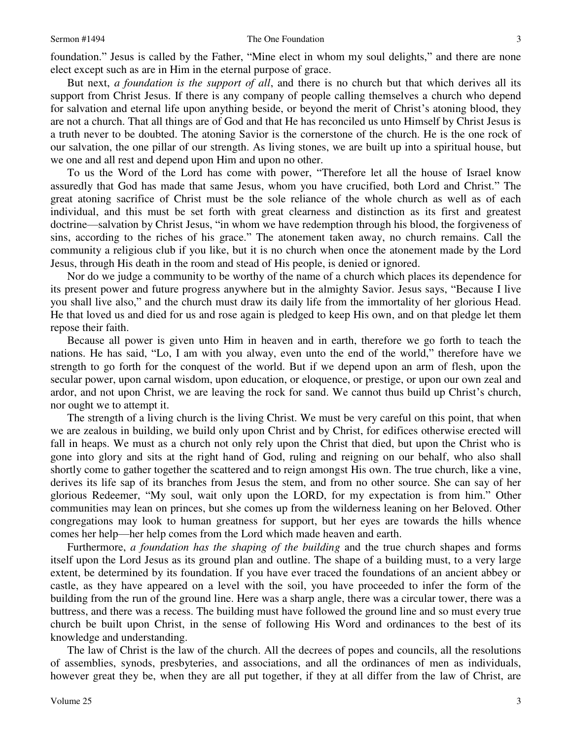foundation." Jesus is called by the Father, "Mine elect in whom my soul delights," and there are none elect except such as are in Him in the eternal purpose of grace.

But next, *a foundation is the support of all*, and there is no church but that which derives all its support from Christ Jesus. If there is any company of people calling themselves a church who depend for salvation and eternal life upon anything beside, or beyond the merit of Christ's atoning blood, they are not a church. That all things are of God and that He has reconciled us unto Himself by Christ Jesus is a truth never to be doubted. The atoning Savior is the cornerstone of the church. He is the one rock of our salvation, the one pillar of our strength. As living stones, we are built up into a spiritual house, but we one and all rest and depend upon Him and upon no other.

To us the Word of the Lord has come with power, "Therefore let all the house of Israel know assuredly that God has made that same Jesus, whom you have crucified, both Lord and Christ." The great atoning sacrifice of Christ must be the sole reliance of the whole church as well as of each individual, and this must be set forth with great clearness and distinction as its first and greatest doctrine—salvation by Christ Jesus, "in whom we have redemption through his blood, the forgiveness of sins, according to the riches of his grace." The atonement taken away, no church remains. Call the community a religious club if you like, but it is no church when once the atonement made by the Lord Jesus, through His death in the room and stead of His people, is denied or ignored.

Nor do we judge a community to be worthy of the name of a church which places its dependence for its present power and future progress anywhere but in the almighty Savior. Jesus says, "Because I live you shall live also," and the church must draw its daily life from the immortality of her glorious Head. He that loved us and died for us and rose again is pledged to keep His own, and on that pledge let them repose their faith.

Because all power is given unto Him in heaven and in earth, therefore we go forth to teach the nations. He has said, "Lo, I am with you alway, even unto the end of the world," therefore have we strength to go forth for the conquest of the world. But if we depend upon an arm of flesh, upon the secular power, upon carnal wisdom, upon education, or eloquence, or prestige, or upon our own zeal and ardor, and not upon Christ, we are leaving the rock for sand. We cannot thus build up Christ's church, nor ought we to attempt it.

The strength of a living church is the living Christ. We must be very careful on this point, that when we are zealous in building, we build only upon Christ and by Christ, for edifices otherwise erected will fall in heaps. We must as a church not only rely upon the Christ that died, but upon the Christ who is gone into glory and sits at the right hand of God, ruling and reigning on our behalf, who also shall shortly come to gather together the scattered and to reign amongst His own. The true church, like a vine, derives its life sap of its branches from Jesus the stem, and from no other source. She can say of her glorious Redeemer, "My soul, wait only upon the LORD, for my expectation is from him." Other communities may lean on princes, but she comes up from the wilderness leaning on her Beloved. Other congregations may look to human greatness for support, but her eyes are towards the hills whence comes her help—her help comes from the Lord which made heaven and earth.

Furthermore, *a foundation has the shaping of the building* and the true church shapes and forms itself upon the Lord Jesus as its ground plan and outline. The shape of a building must, to a very large extent, be determined by its foundation. If you have ever traced the foundations of an ancient abbey or castle, as they have appeared on a level with the soil, you have proceeded to infer the form of the building from the run of the ground line. Here was a sharp angle, there was a circular tower, there was a buttress, and there was a recess. The building must have followed the ground line and so must every true church be built upon Christ, in the sense of following His Word and ordinances to the best of its knowledge and understanding.

The law of Christ is the law of the church. All the decrees of popes and councils, all the resolutions of assemblies, synods, presbyteries, and associations, and all the ordinances of men as individuals, however great they be, when they are all put together, if they at all differ from the law of Christ, are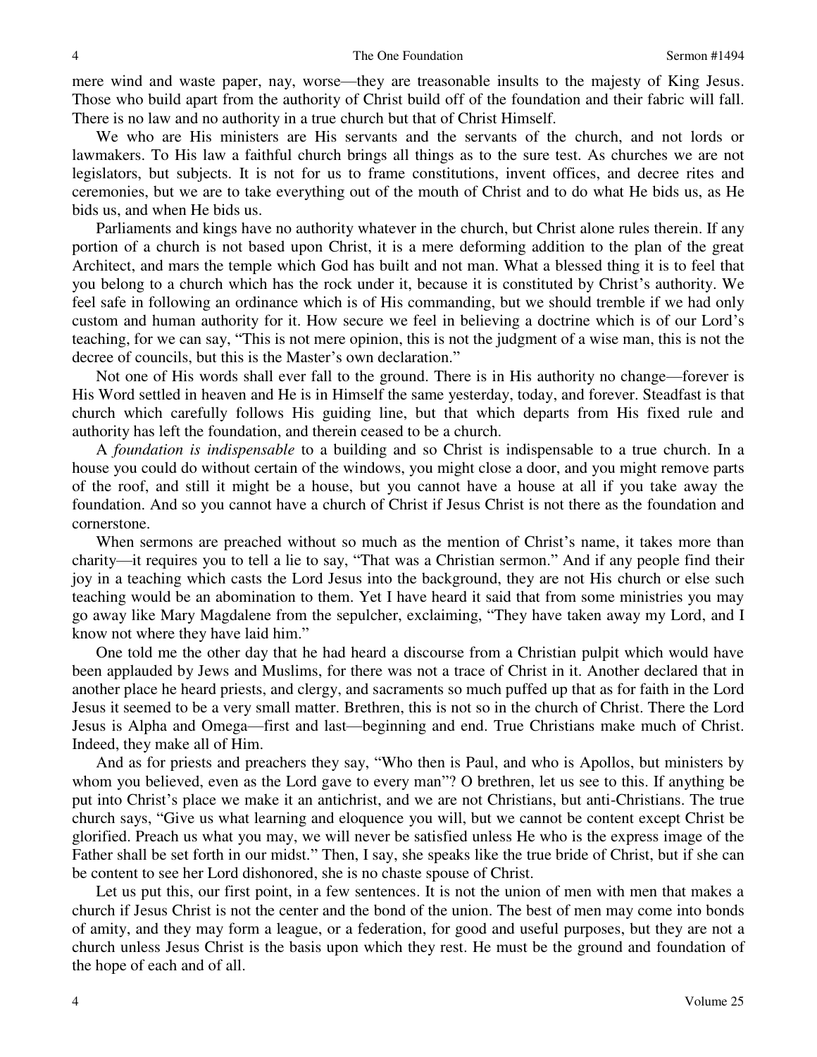mere wind and waste paper, nay, worse—they are treasonable insults to the majesty of King Jesus. Those who build apart from the authority of Christ build off of the foundation and their fabric will fall. There is no law and no authority in a true church but that of Christ Himself.

We who are His ministers are His servants and the servants of the church, and not lords or lawmakers. To His law a faithful church brings all things as to the sure test. As churches we are not legislators, but subjects. It is not for us to frame constitutions, invent offices, and decree rites and ceremonies, but we are to take everything out of the mouth of Christ and to do what He bids us, as He bids us, and when He bids us.

Parliaments and kings have no authority whatever in the church, but Christ alone rules therein. If any portion of a church is not based upon Christ, it is a mere deforming addition to the plan of the great Architect, and mars the temple which God has built and not man. What a blessed thing it is to feel that you belong to a church which has the rock under it, because it is constituted by Christ's authority. We feel safe in following an ordinance which is of His commanding, but we should tremble if we had only custom and human authority for it. How secure we feel in believing a doctrine which is of our Lord's teaching, for we can say, "This is not mere opinion, this is not the judgment of a wise man, this is not the decree of councils, but this is the Master's own declaration."

Not one of His words shall ever fall to the ground. There is in His authority no change—forever is His Word settled in heaven and He is in Himself the same yesterday, today, and forever. Steadfast is that church which carefully follows His guiding line, but that which departs from His fixed rule and authority has left the foundation, and therein ceased to be a church.

A *foundation is indispensable* to a building and so Christ is indispensable to a true church. In a house you could do without certain of the windows, you might close a door, and you might remove parts of the roof, and still it might be a house, but you cannot have a house at all if you take away the foundation. And so you cannot have a church of Christ if Jesus Christ is not there as the foundation and cornerstone.

When sermons are preached without so much as the mention of Christ's name, it takes more than charity—it requires you to tell a lie to say, "That was a Christian sermon." And if any people find their joy in a teaching which casts the Lord Jesus into the background, they are not His church or else such teaching would be an abomination to them. Yet I have heard it said that from some ministries you may go away like Mary Magdalene from the sepulcher, exclaiming, "They have taken away my Lord, and I know not where they have laid him."

One told me the other day that he had heard a discourse from a Christian pulpit which would have been applauded by Jews and Muslims, for there was not a trace of Christ in it. Another declared that in another place he heard priests, and clergy, and sacraments so much puffed up that as for faith in the Lord Jesus it seemed to be a very small matter. Brethren, this is not so in the church of Christ. There the Lord Jesus is Alpha and Omega—first and last—beginning and end. True Christians make much of Christ. Indeed, they make all of Him.

And as for priests and preachers they say, "Who then is Paul, and who is Apollos, but ministers by whom you believed, even as the Lord gave to every man"? O brethren, let us see to this. If anything be put into Christ's place we make it an antichrist, and we are not Christians, but anti-Christians. The true church says, "Give us what learning and eloquence you will, but we cannot be content except Christ be glorified. Preach us what you may, we will never be satisfied unless He who is the express image of the Father shall be set forth in our midst." Then, I say, she speaks like the true bride of Christ, but if she can be content to see her Lord dishonored, she is no chaste spouse of Christ.

Let us put this, our first point, in a few sentences. It is not the union of men with men that makes a church if Jesus Christ is not the center and the bond of the union. The best of men may come into bonds of amity, and they may form a league, or a federation, for good and useful purposes, but they are not a church unless Jesus Christ is the basis upon which they rest. He must be the ground and foundation of the hope of each and of all.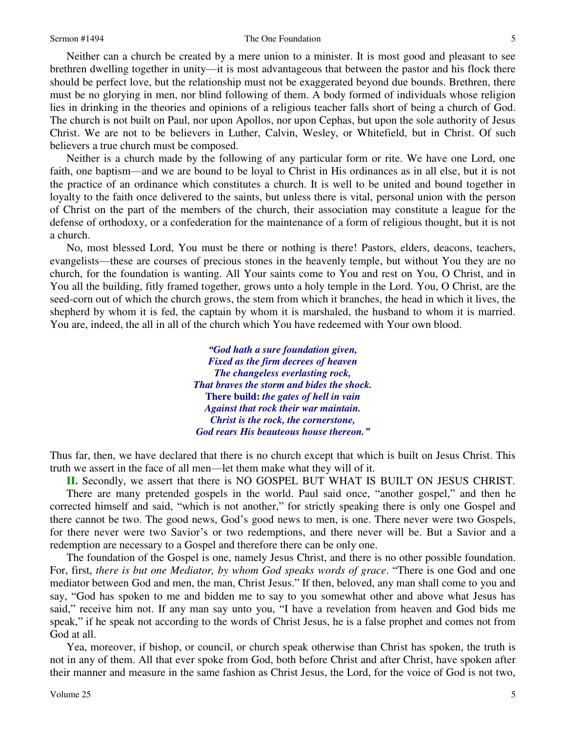Neither can a church be created by a mere union to a minister. It is most good and pleasant to see brethren dwelling together in unity—it is most advantageous that between the pastor and his flock there should be perfect love, but the relationship must not be exaggerated beyond due bounds. Brethren, there must be no glorying in men, nor blind following of them. A body formed of individuals whose religion lies in drinking in the theories and opinions of a religious teacher falls short of being a church of God. The church is not built on Paul, nor upon Apollos, nor upon Cephas, but upon the sole authority of Jesus Christ. We are not to be believers in Luther, Calvin, Wesley, or Whitefield, but in Christ. Of such believers a true church must be composed.

Neither is a church made by the following of any particular form or rite. We have one Lord, one faith, one baptism—and we are bound to be loyal to Christ in His ordinances as in all else, but it is not the practice of an ordinance which constitutes a church. It is well to be united and bound together in loyalty to the faith once delivered to the saints, but unless there is vital, personal union with the person of Christ on the part of the members of the church, their association may constitute a league for the defense of orthodoxy, or a confederation for the maintenance of a form of religious thought, but it is not a church.

No, most blessed Lord, You must be there or nothing is there! Pastors, elders, deacons, teachers, evangelists—these are courses of precious stones in the heavenly temple, but without You they are no church, for the foundation is wanting. All Your saints come to You and rest on You, O Christ, and in You all the building, fitly framed together, grows unto a holy temple in the Lord. You, O Christ, are the seed-corn out of which the church grows, the stem from which it branches, the head in which it lives, the shepherd by whom it is fed, the captain by whom it is marshaled, the husband to whom it is married. You are, indeed, the all in all of the church which You have redeemed with Your own blood.

> ***"God hath a sure foundation given,***
> ***Fixed as the firm decrees of heaven***
> ***The changeless everlasting rock,***
> ***That braves the storm and bides the shock.***
> **There build:** ***the gates of hell in vain***
> ***Against that rock their war maintain.***
> ***Christ is the rock, the cornerstone,***
> ***God rears His beauteous house thereon."***

Thus far, then, we have declared that there is no church except that which is built on Jesus Christ. This truth we assert in the face of all men—let them make what they will of it.

**II.** Secondly, we assert that there is NO GOSPEL BUT WHAT IS BUILT ON JESUS CHRIST.

There are many pretended gospels in the world. Paul said once, "another gospel," and then he corrected himself and said, "which is not another," for strictly speaking there is only one Gospel and there cannot be two. The good news, God's good news to men, is one. There never were two Gospels, for there never were two Savior's or two redemptions, and there never will be. But a Savior and a redemption are necessary to a Gospel and therefore there can be only one.

The foundation of the Gospel is one, namely Jesus Christ, and there is no other possible foundation. For, first, *there is but one Mediator, by whom God speaks words of grace*. "There is one God and one mediator between God and men, the man, Christ Jesus." If then, beloved, any man shall come to you and say, "God has spoken to me and bidden me to say to you somewhat other and above what Jesus has said," receive him not. If any man say unto you, "I have a revelation from heaven and God bids me speak," if he speak not according to the words of Christ Jesus, he is a false prophet and comes not from God at all.

Yea, moreover, if bishop, or council, or church speak otherwise than Christ has spoken, the truth is not in any of them. All that ever spoke from God, both before Christ and after Christ, have spoken after their manner and measure in the same fashion as Christ Jesus, the Lord, for the voice of God is not two,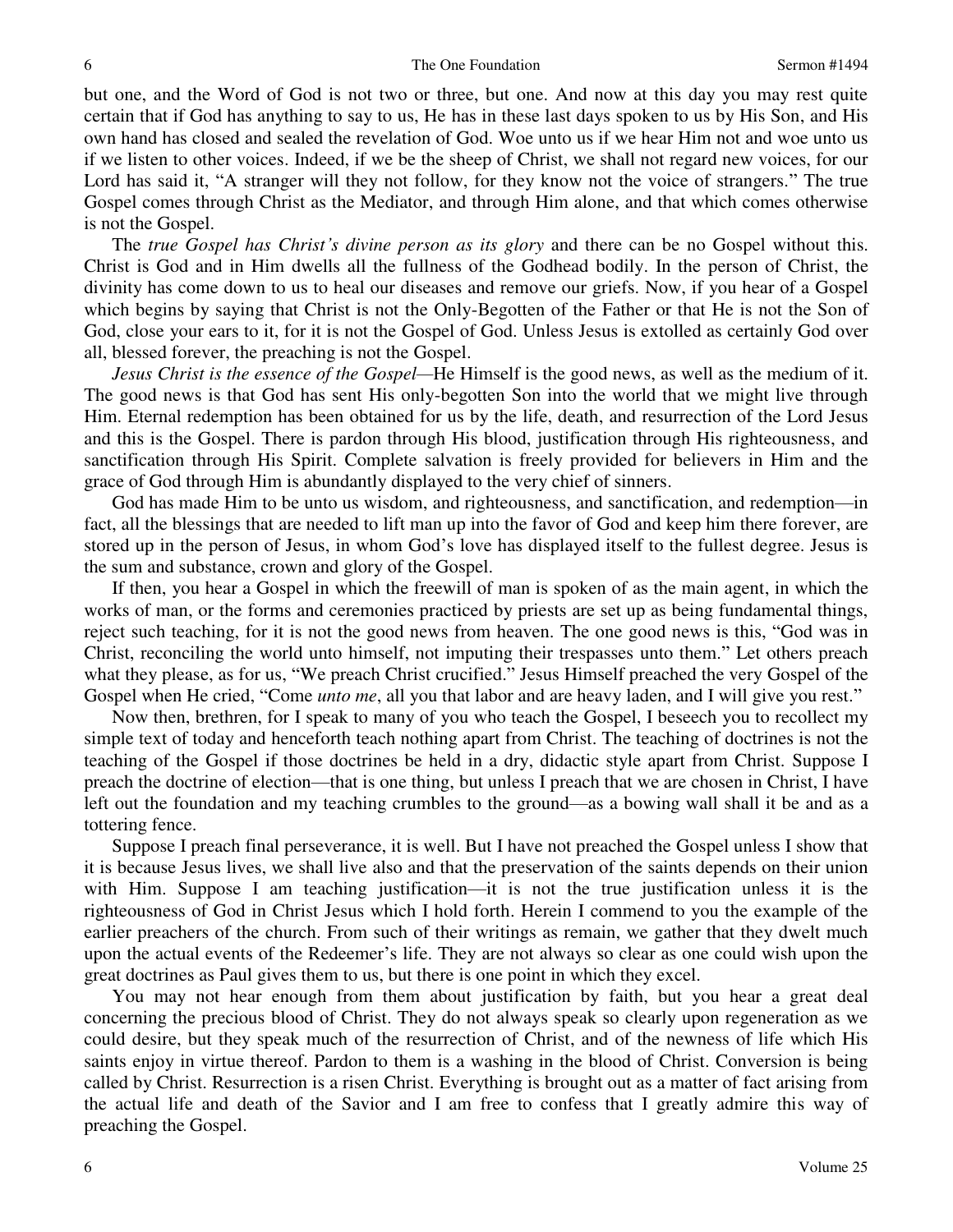but one, and the Word of God is not two or three, but one. And now at this day you may rest quite certain that if God has anything to say to us, He has in these last days spoken to us by His Son, and His own hand has closed and sealed the revelation of God. Woe unto us if we hear Him not and woe unto us if we listen to other voices. Indeed, if we be the sheep of Christ, we shall not regard new voices, for our Lord has said it, "A stranger will they not follow, for they know not the voice of strangers." The true Gospel comes through Christ as the Mediator, and through Him alone, and that which comes otherwise is not the Gospel.

The *true Gospel has Christ's divine person as its glory* and there can be no Gospel without this. Christ is God and in Him dwells all the fullness of the Godhead bodily. In the person of Christ, the divinity has come down to us to heal our diseases and remove our griefs. Now, if you hear of a Gospel which begins by saying that Christ is not the Only-Begotten of the Father or that He is not the Son of God, close your ears to it, for it is not the Gospel of God. Unless Jesus is extolled as certainly God over all, blessed forever, the preaching is not the Gospel.

*Jesus Christ is the essence of the Gospel*—He Himself is the good news, as well as the medium of it. The good news is that God has sent His only-begotten Son into the world that we might live through Him. Eternal redemption has been obtained for us by the life, death, and resurrection of the Lord Jesus and this is the Gospel. There is pardon through His blood, justification through His righteousness, and sanctification through His Spirit. Complete salvation is freely provided for believers in Him and the grace of God through Him is abundantly displayed to the very chief of sinners.

God has made Him to be unto us wisdom, and righteousness, and sanctification, and redemption—in fact, all the blessings that are needed to lift man up into the favor of God and keep him there forever, are stored up in the person of Jesus, in whom God's love has displayed itself to the fullest degree. Jesus is the sum and substance, crown and glory of the Gospel.

If then, you hear a Gospel in which the freewill of man is spoken of as the main agent, in which the works of man, or the forms and ceremonies practiced by priests are set up as being fundamental things, reject such teaching, for it is not the good news from heaven. The one good news is this, "God was in Christ, reconciling the world unto himself, not imputing their trespasses unto them." Let others preach what they please, as for us, "We preach Christ crucified." Jesus Himself preached the very Gospel of the Gospel when He cried, "Come *unto me*, all you that labor and are heavy laden, and I will give you rest."

Now then, brethren, for I speak to many of you who teach the Gospel, I beseech you to recollect my simple text of today and henceforth teach nothing apart from Christ. The teaching of doctrines is not the teaching of the Gospel if those doctrines be held in a dry, didactic style apart from Christ. Suppose I preach the doctrine of election—that is one thing, but unless I preach that we are chosen in Christ, I have left out the foundation and my teaching crumbles to the ground—as a bowing wall shall it be and as a tottering fence.

Suppose I preach final perseverance, it is well. But I have not preached the Gospel unless I show that it is because Jesus lives, we shall live also and that the preservation of the saints depends on their union with Him. Suppose I am teaching justification—it is not the true justification unless it is the righteousness of God in Christ Jesus which I hold forth. Herein I commend to you the example of the earlier preachers of the church. From such of their writings as remain, we gather that they dwelt much upon the actual events of the Redeemer's life. They are not always so clear as one could wish upon the great doctrines as Paul gives them to us, but there is one point in which they excel.

You may not hear enough from them about justification by faith, but you hear a great deal concerning the precious blood of Christ. They do not always speak so clearly upon regeneration as we could desire, but they speak much of the resurrection of Christ, and of the newness of life which His saints enjoy in virtue thereof. Pardon to them is a washing in the blood of Christ. Conversion is being called by Christ. Resurrection is a risen Christ. Everything is brought out as a matter of fact arising from the actual life and death of the Savior and I am free to confess that I greatly admire this way of preaching the Gospel.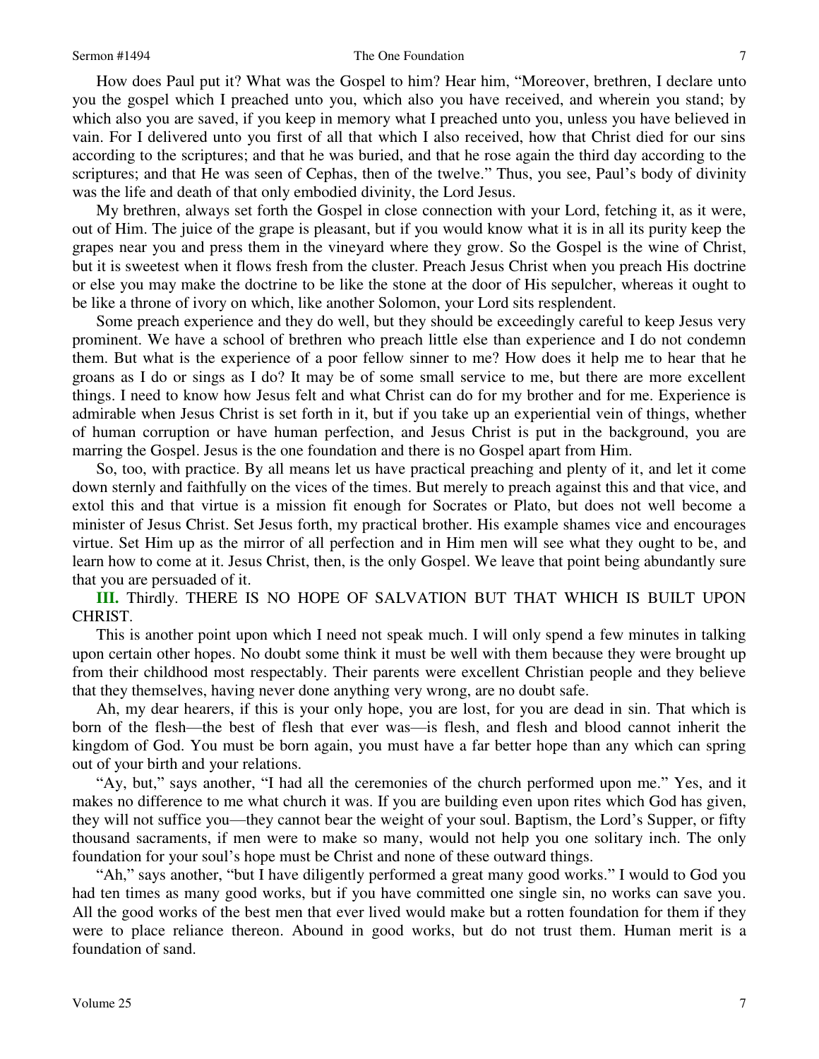How does Paul put it? What was the Gospel to him? Hear him, "Moreover, brethren, I declare unto you the gospel which I preached unto you, which also you have received, and wherein you stand; by which also you are saved, if you keep in memory what I preached unto you, unless you have believed in vain. For I delivered unto you first of all that which I also received, how that Christ died for our sins according to the scriptures; and that he was buried, and that he rose again the third day according to the scriptures; and that He was seen of Cephas, then of the twelve." Thus, you see, Paul's body of divinity was the life and death of that only embodied divinity, the Lord Jesus.

My brethren, always set forth the Gospel in close connection with your Lord, fetching it, as it were, out of Him. The juice of the grape is pleasant, but if you would know what it is in all its purity keep the grapes near you and press them in the vineyard where they grow. So the Gospel is the wine of Christ, but it is sweetest when it flows fresh from the cluster. Preach Jesus Christ when you preach His doctrine or else you may make the doctrine to be like the stone at the door of His sepulcher, whereas it ought to be like a throne of ivory on which, like another Solomon, your Lord sits resplendent.

Some preach experience and they do well, but they should be exceedingly careful to keep Jesus very prominent. We have a school of brethren who preach little else than experience and I do not condemn them. But what is the experience of a poor fellow sinner to me? How does it help me to hear that he groans as I do or sings as I do? It may be of some small service to me, but there are more excellent things. I need to know how Jesus felt and what Christ can do for my brother and for me. Experience is admirable when Jesus Christ is set forth in it, but if you take up an experiential vein of things, whether of human corruption or have human perfection, and Jesus Christ is put in the background, you are marring the Gospel. Jesus is the one foundation and there is no Gospel apart from Him.

So, too, with practice. By all means let us have practical preaching and plenty of it, and let it come down sternly and faithfully on the vices of the times. But merely to preach against this and that vice, and extol this and that virtue is a mission fit enough for Socrates or Plato, but does not well become a minister of Jesus Christ. Set Jesus forth, my practical brother. His example shames vice and encourages virtue. Set Him up as the mirror of all perfection and in Him men will see what they ought to be, and learn how to come at it. Jesus Christ, then, is the only Gospel. We leave that point being abundantly sure that you are persuaded of it.

**III.** Thirdly. THERE IS NO HOPE OF SALVATION BUT THAT WHICH IS BUILT UPON CHRIST.

This is another point upon which I need not speak much. I will only spend a few minutes in talking upon certain other hopes. No doubt some think it must be well with them because they were brought up from their childhood most respectably. Their parents were excellent Christian people and they believe that they themselves, having never done anything very wrong, are no doubt safe.

Ah, my dear hearers, if this is your only hope, you are lost, for you are dead in sin. That which is born of the flesh—the best of flesh that ever was—is flesh, and flesh and blood cannot inherit the kingdom of God. You must be born again, you must have a far better hope than any which can spring out of your birth and your relations.

"Ay, but," says another, "I had all the ceremonies of the church performed upon me." Yes, and it makes no difference to me what church it was. If you are building even upon rites which God has given, they will not suffice you—they cannot bear the weight of your soul. Baptism, the Lord's Supper, or fifty thousand sacraments, if men were to make so many, would not help you one solitary inch. The only foundation for your soul's hope must be Christ and none of these outward things.

"Ah," says another, "but I have diligently performed a great many good works." I would to God you had ten times as many good works, but if you have committed one single sin, no works can save you. All the good works of the best men that ever lived would make but a rotten foundation for them if they were to place reliance thereon. Abound in good works, but do not trust them. Human merit is a foundation of sand.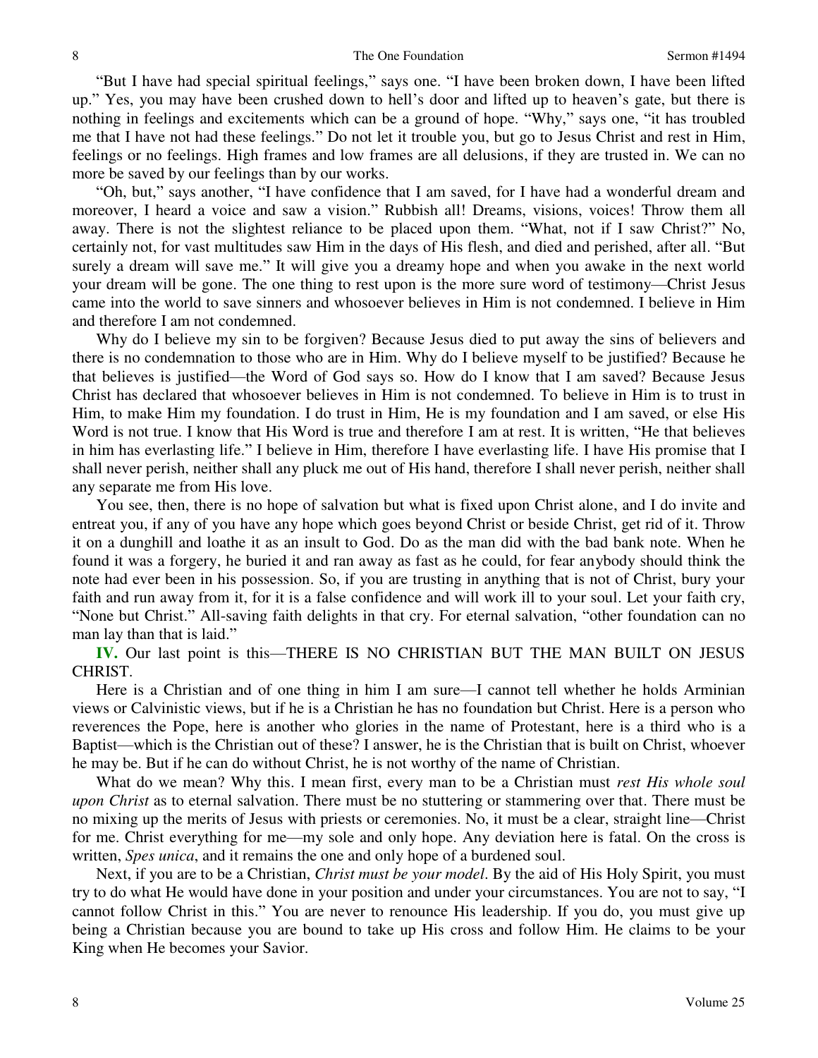"But I have had special spiritual feelings," says one. "I have been broken down, I have been lifted up." Yes, you may have been crushed down to hell's door and lifted up to heaven's gate, but there is nothing in feelings and excitements which can be a ground of hope. "Why," says one, "it has troubled me that I have not had these feelings." Do not let it trouble you, but go to Jesus Christ and rest in Him, feelings or no feelings. High frames and low frames are all delusions, if they are trusted in. We can no more be saved by our feelings than by our works.

"Oh, but," says another, "I have confidence that I am saved, for I have had a wonderful dream and moreover, I heard a voice and saw a vision." Rubbish all! Dreams, visions, voices! Throw them all away. There is not the slightest reliance to be placed upon them. "What, not if I saw Christ?" No, certainly not, for vast multitudes saw Him in the days of His flesh, and died and perished, after all. "But surely a dream will save me." It will give you a dreamy hope and when you awake in the next world your dream will be gone. The one thing to rest upon is the more sure word of testimony—Christ Jesus came into the world to save sinners and whosoever believes in Him is not condemned. I believe in Him and therefore I am not condemned.

Why do I believe my sin to be forgiven? Because Jesus died to put away the sins of believers and there is no condemnation to those who are in Him. Why do I believe myself to be justified? Because he that believes is justified—the Word of God says so. How do I know that I am saved? Because Jesus Christ has declared that whosoever believes in Him is not condemned. To believe in Him is to trust in Him, to make Him my foundation. I do trust in Him, He is my foundation and I am saved, or else His Word is not true. I know that His Word is true and therefore I am at rest. It is written, "He that believes in him has everlasting life." I believe in Him, therefore I have everlasting life. I have His promise that I shall never perish, neither shall any pluck me out of His hand, therefore I shall never perish, neither shall any separate me from His love.

You see, then, there is no hope of salvation but what is fixed upon Christ alone, and I do invite and entreat you, if any of you have any hope which goes beyond Christ or beside Christ, get rid of it. Throw it on a dunghill and loathe it as an insult to God. Do as the man did with the bad bank note. When he found it was a forgery, he buried it and ran away as fast as he could, for fear anybody should think the note had ever been in his possession. So, if you are trusting in anything that is not of Christ, bury your faith and run away from it, for it is a false confidence and will work ill to your soul. Let your faith cry, "None but Christ." All-saving faith delights in that cry. For eternal salvation, "other foundation can no man lay than that is laid."

**IV.** Our last point is this—THERE IS NO CHRISTIAN BUT THE MAN BUILT ON JESUS CHRIST.

Here is a Christian and of one thing in him I am sure—I cannot tell whether he holds Arminian views or Calvinistic views, but if he is a Christian he has no foundation but Christ. Here is a person who reverences the Pope, here is another who glories in the name of Protestant, here is a third who is a Baptist—which is the Christian out of these? I answer, he is the Christian that is built on Christ, whoever he may be. But if he can do without Christ, he is not worthy of the name of Christian.

What do we mean? Why this. I mean first, every man to be a Christian must *rest His whole soul upon Christ* as to eternal salvation. There must be no stuttering or stammering over that. There must be no mixing up the merits of Jesus with priests or ceremonies. No, it must be a clear, straight line—Christ for me. Christ everything for me—my sole and only hope. Any deviation here is fatal. On the cross is written, *Spes unica*, and it remains the one and only hope of a burdened soul.

Next, if you are to be a Christian, *Christ must be your model*. By the aid of His Holy Spirit, you must try to do what He would have done in your position and under your circumstances. You are not to say, "I cannot follow Christ in this." You are never to renounce His leadership. If you do, you must give up being a Christian because you are bound to take up His cross and follow Him. He claims to be your King when He becomes your Savior.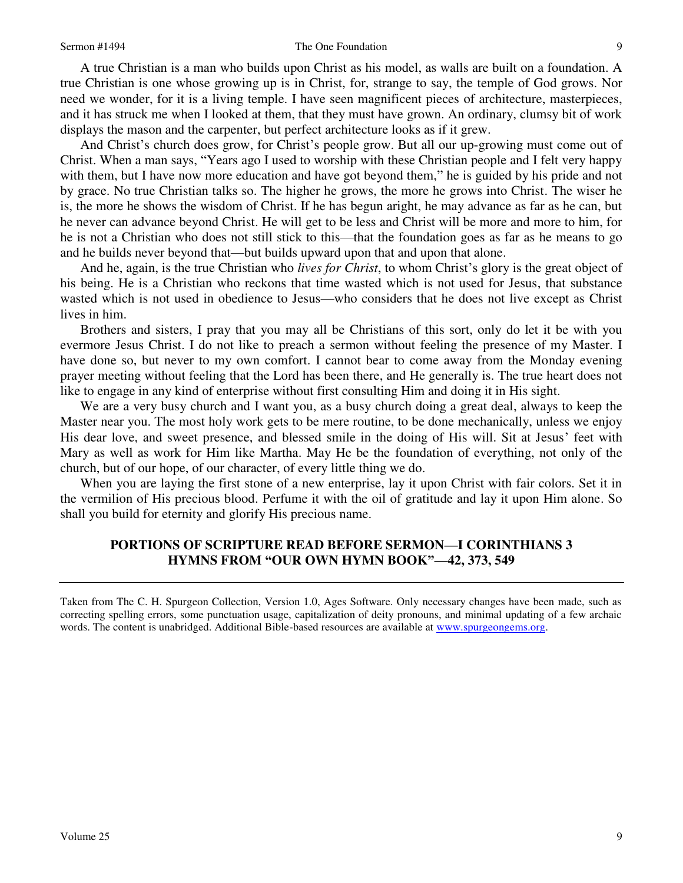A true Christian is a man who builds upon Christ as his model, as walls are built on a foundation. A true Christian is one whose growing up is in Christ, for, strange to say, the temple of God grows. Nor need we wonder, for it is a living temple. I have seen magnificent pieces of architecture, masterpieces, and it has struck me when I looked at them, that they must have grown. An ordinary, clumsy bit of work displays the mason and the carpenter, but perfect architecture looks as if it grew.

And Christ's church does grow, for Christ's people grow. But all our up-growing must come out of Christ. When a man says, "Years ago I used to worship with these Christian people and I felt very happy with them, but I have now more education and have got beyond them," he is guided by his pride and not by grace. No true Christian talks so. The higher he grows, the more he grows into Christ. The wiser he is, the more he shows the wisdom of Christ. If he has begun aright, he may advance as far as he can, but he never can advance beyond Christ. He will get to be less and Christ will be more and more to him, for he is not a Christian who does not still stick to this—that the foundation goes as far as he means to go and he builds never beyond that—but builds upward upon that and upon that alone.

And he, again, is the true Christian who *lives for Christ*, to whom Christ's glory is the great object of his being. He is a Christian who reckons that time wasted which is not used for Jesus, that substance wasted which is not used in obedience to Jesus—who considers that he does not live except as Christ lives in him.

Brothers and sisters, I pray that you may all be Christians of this sort, only do let it be with you evermore Jesus Christ. I do not like to preach a sermon without feeling the presence of my Master. I have done so, but never to my own comfort. I cannot bear to come away from the Monday evening prayer meeting without feeling that the Lord has been there, and He generally is. The true heart does not like to engage in any kind of enterprise without first consulting Him and doing it in His sight.

We are a very busy church and I want you, as a busy church doing a great deal, always to keep the Master near you. The most holy work gets to be mere routine, to be done mechanically, unless we enjoy His dear love, and sweet presence, and blessed smile in the doing of His will. Sit at Jesus' feet with Mary as well as work for Him like Martha. May He be the foundation of everything, not only of the church, but of our hope, of our character, of every little thing we do.

When you are laying the first stone of a new enterprise, lay it upon Christ with fair colors. Set it in the vermilion of His precious blood. Perfume it with the oil of gratitude and lay it upon Him alone. So shall you build for eternity and glorify His precious name.

**PORTIONS OF SCRIPTURE READ BEFORE SERMON—I CORINTHIANS 3**
**HYMNS FROM "OUR OWN HYMN BOOK"—42, 373, 549**

---

Taken from The C. H. Spurgeon Collection, Version 1.0, Ages Software. Only necessary changes have been made, such as correcting spelling errors, some punctuation usage, capitalization of deity pronouns, and minimal updating of a few archaic words. The content is unabridged. Additional Bible-based resources are available at www.spurgeongems.org.